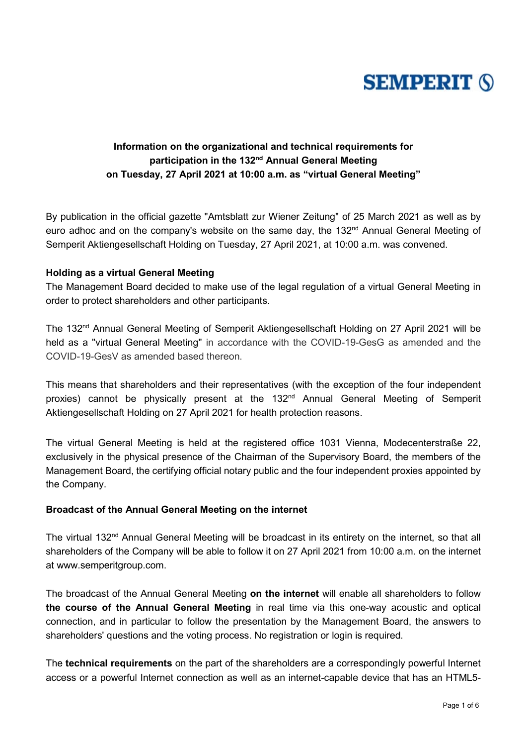SEMPERIT

**Information on the organizational and technical requirements for participation in the 132nd Annual General Meeting on Tuesday, 27 April 2021 at 10:00 a.m. as "virtual General Meeting"**

By publication in the official gazette "Amtsblatt zur Wiener Zeitung" of 25 March 2021 as well as by euro adhoc and on the company's website on the same day, the 132nd Annual General Meeting of Semperit Aktiengesellschaft Holding on Tuesday, 27 April 2021, at 10:00 a.m. was convened.

**Holding as a virtual General Meeting**

The Management Board decided to make use of the legal regulation of a virtual General Meeting in order to protect shareholders and other participants.

The 132nd Annual General Meeting of Semperit Aktiengesellschaft Holding on 27 April 2021 will be held as a "virtual General Meeting" in accordance with the COVID-19-GesG as amended and the COVID-19-GesV as amended based thereon.

This means that shareholders and their representatives (with the exception of the four independent proxies) cannot be physically present at the 132nd Annual General Meeting of Semperit Aktiengesellschaft Holding on 27 April 2021 for health protection reasons.

The virtual General Meeting is held at the registered office 1031 Vienna, Modecenterstraße 22, exclusively in the physical presence of the Chairman of the Supervisory Board, the members of the Management Board, the certifying official notary public and the four independent proxies appointed by the Company.

**Broadcast of the Annual General Meeting on the internet**

The virtual 132nd Annual General Meeting will be broadcast in its entirety on the internet, so that all shareholders of the Company will be able to follow it on 27 April 2021 from 10:00 a.m. on the internet at www.semperitgroup.com.

The broadcast of the Annual General Meeting **on the internet** will enable all shareholders to follow **the course of the Annual General Meeting** in real time via this one-way acoustic and optical connection, and in particular to follow the presentation by the Management Board, the answers to shareholders' questions and the voting process. No registration or login is required.

The **technical requirements** on the part of the shareholders are a correspondingly powerful Internet access or a powerful Internet connection as well as an internet-capable device that has an HTML5-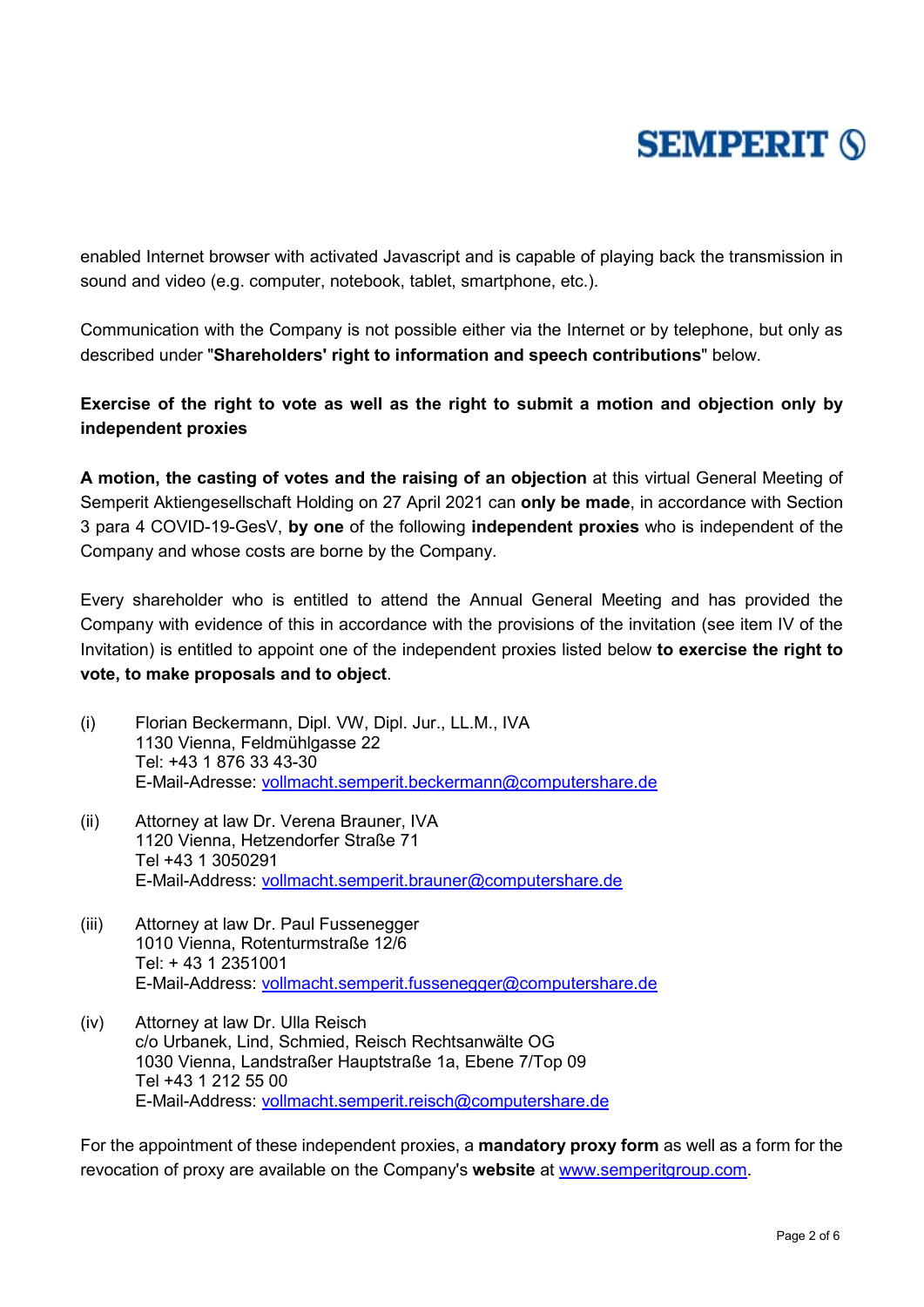enabled Internet browser with activated Javascript and is capable of playing back the transmission in sound and video (e.g. computer, notebook, tablet, smartphone, etc.).

Communication with the Company is not possible either via the Internet or by telephone, but only as described under "**Shareholders' right to information and speech contributions**" below.

**Exercise of the right to vote as well as the right to submit a motion and objection only by independent proxies**

**A motion, the casting of votes and the raising of an objection** at this virtual General Meeting of Semperit Aktiengesellschaft Holding on 27 April 2021 can **only be made**, in accordance with Section 3 para 4 COVID-19-GesV, **by one** of the following **independent proxies** who is independent of the Company and whose costs are borne by the Company.

Every shareholder who is entitled to attend the Annual General Meeting and has provided the Company with evidence of this in accordance with the provisions of the invitation (see item IV of the Invitation) is entitled to appoint one of the independent proxies listed below **to exercise the right to vote, to make proposals and to object**.

(i) Florian Beckermann, Dipl. VW, Dipl. Jur., LL.M., IVA
1130 Vienna, Feldmühlgasse 22
Tel: +43 1 876 33 43-30
E-Mail-Adresse: vollmacht.semperit.beckermann@computershare.de

(ii) Attorney at law Dr. Verena Brauner, IVA
1120 Vienna, Hetzendorfer Straße 71
Tel +43 1 3050291
E-Mail-Address: vollmacht.semperit.brauner@computershare.de

(iii) Attorney at law Dr. Paul Fussenegger
1010 Vienna, Rotenturmstraße 12/6
Tel: + 43 1 2351001
E-Mail-Address: vollmacht.semperit.fussenegger@computershare.de

(iv) Attorney at law Dr. Ulla Reisch
c/o Urbanek, Lind, Schmied, Reisch Rechtsanwälte OG
1030 Vienna, Landstraßer Hauptstraße 1a, Ebene 7/Top 09
Tel +43 1 212 55 00
E-Mail-Address: vollmacht.semperit.reisch@computershare.de

For the appointment of these independent proxies, a **mandatory proxy form** as well as a form for the revocation of proxy are available on the Company's **website** at www.semperitgroup.com.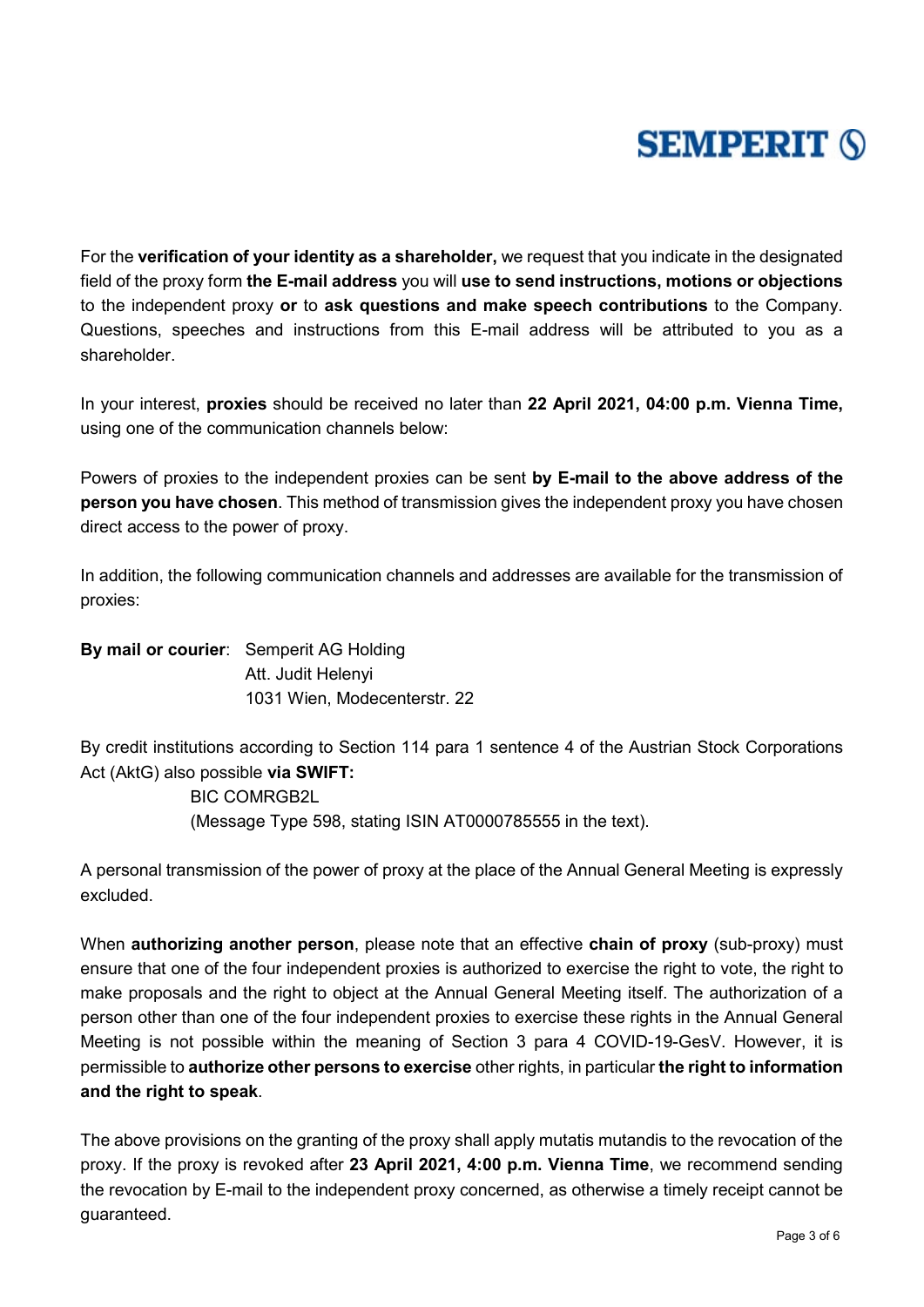For the **verification of your identity as a shareholder,** we request that you indicate in the designated field of the proxy form **the E-mail address** you will **use to send instructions, motions or objections** to the independent proxy **or** to **ask questions and make speech contributions** to the Company. Questions, speeches and instructions from this E-mail address will be attributed to you as a shareholder.

In your interest, **proxies** should be received no later than **22 April 2021, 04:00 p.m. Vienna Time,** using one of the communication channels below:

Powers of proxies to the independent proxies can be sent **by E-mail to the above address of the person you have chosen**. This method of transmission gives the independent proxy you have chosen direct access to the power of proxy.

In addition, the following communication channels and addresses are available for the transmission of proxies:

**By mail or courier**: Semperit AG Holding
Att. Judit Helenyi
1031 Wien, Modecenterstr. 22

By credit institutions according to Section 114 para 1 sentence 4 of the Austrian Stock Corporations Act (AktG) also possible **via SWIFT:**
BIC COMRGB2L
(Message Type 598, stating ISIN AT0000785555 in the text).

A personal transmission of the power of proxy at the place of the Annual General Meeting is expressly excluded.

When **authorizing another person**, please note that an effective **chain of proxy** (sub-proxy) must ensure that one of the four independent proxies is authorized to exercise the right to vote, the right to make proposals and the right to object at the Annual General Meeting itself. The authorization of a person other than one of the four independent proxies to exercise these rights in the Annual General Meeting is not possible within the meaning of Section 3 para 4 COVID-19-GesV. However, it is permissible to **authorize other persons to exercise** other rights, in particular **the right to information and the right to speak**.

The above provisions on the granting of the proxy shall apply mutatis mutandis to the revocation of the proxy. If the proxy is revoked after **23 April 2021, 4:00 p.m. Vienna Time**, we recommend sending the revocation by E-mail to the independent proxy concerned, as otherwise a timely receipt cannot be guaranteed.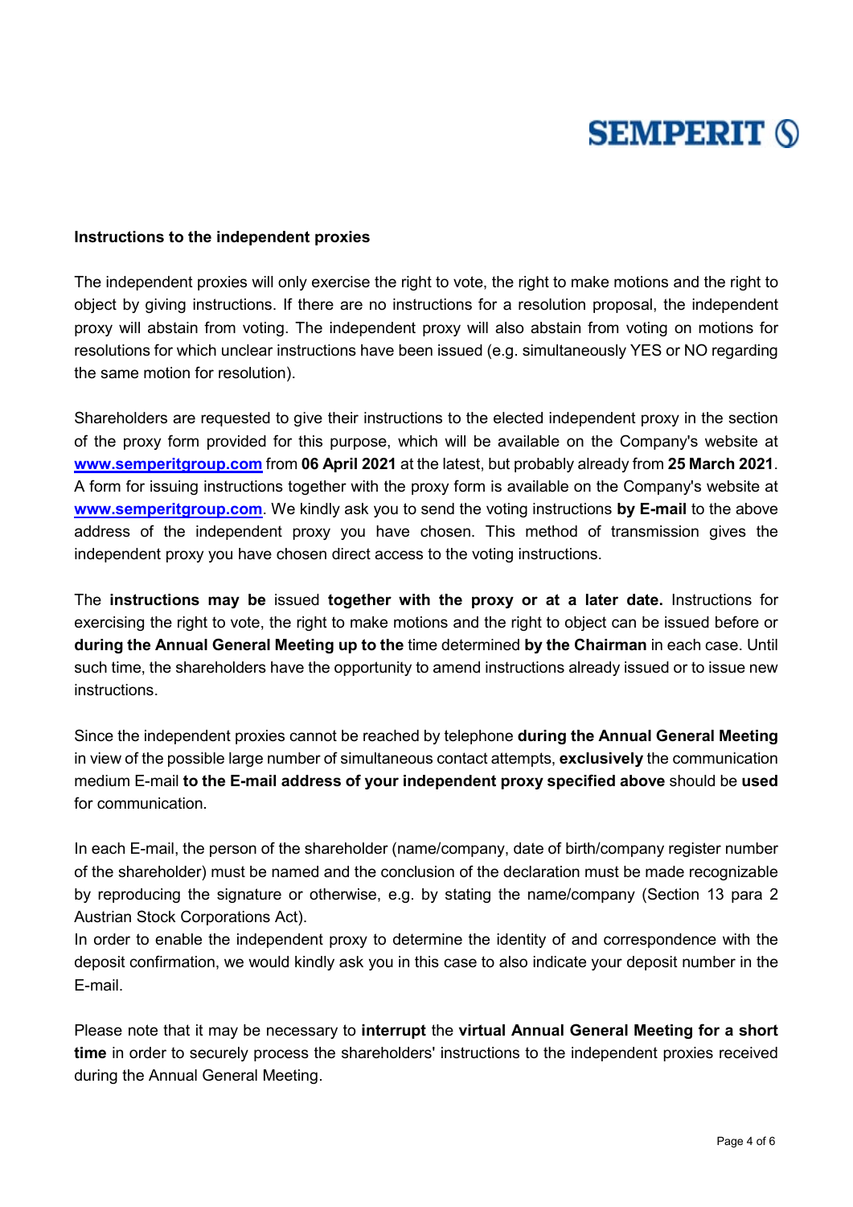**Instructions to the independent proxies**

The independent proxies will only exercise the right to vote, the right to make motions and the right to object by giving instructions. If there are no instructions for a resolution proposal, the independent proxy will abstain from voting. The independent proxy will also abstain from voting on motions for resolutions for which unclear instructions have been issued (e.g. simultaneously YES or NO regarding the same motion for resolution).

Shareholders are requested to give their instructions to the elected independent proxy in the section of the proxy form provided for this purpose, which will be available on the Company's website at **www.semperitgroup.com** from **06 April 2021** at the latest, but probably already from **25 March 2021**. A form for issuing instructions together with the proxy form is available on the Company's website at **www.semperitgroup.com**. We kindly ask you to send the voting instructions **by E-mail** to the above address of the independent proxy you have chosen. This method of transmission gives the independent proxy you have chosen direct access to the voting instructions.

The **instructions may be** issued **together with the proxy or at a later date.** Instructions for exercising the right to vote, the right to make motions and the right to object can be issued before or **during the Annual General Meeting up to the** time determined **by the Chairman** in each case. Until such time, the shareholders have the opportunity to amend instructions already issued or to issue new instructions.

Since the independent proxies cannot be reached by telephone **during the Annual General Meeting** in view of the possible large number of simultaneous contact attempts, **exclusively** the communication medium E-mail **to the E-mail address of your independent proxy specified above** should be **used** for communication.

In each E-mail, the person of the shareholder (name/company, date of birth/company register number of the shareholder) must be named and the conclusion of the declaration must be made recognizable by reproducing the signature or otherwise, e.g. by stating the name/company (Section 13 para 2 Austrian Stock Corporations Act).
In order to enable the independent proxy to determine the identity of and correspondence with the deposit confirmation, we would kindly ask you in this case to also indicate your deposit number in the E-mail.

Please note that it may be necessary to **interrupt** the **virtual Annual General Meeting for a short time** in order to securely process the shareholders' instructions to the independent proxies received during the Annual General Meeting.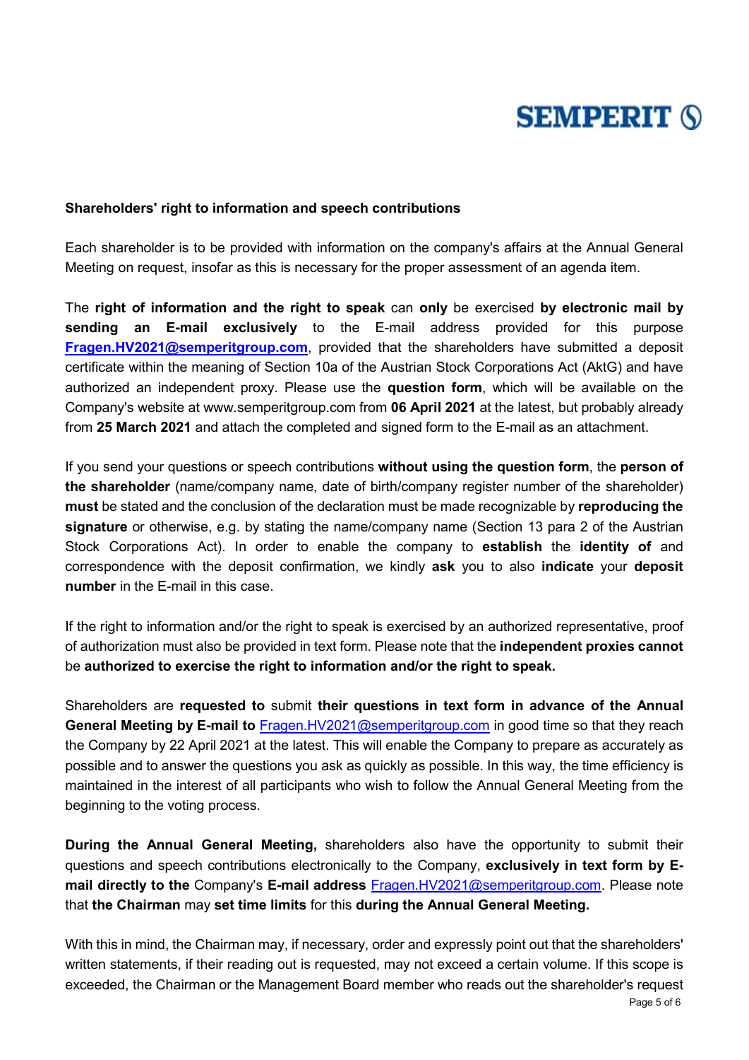**Shareholders' right to information and speech contributions**

Each shareholder is to be provided with information on the company's affairs at the Annual General Meeting on request, insofar as this is necessary for the proper assessment of an agenda item.

The **right of information and the right to speak** can **only** be exercised **by electronic mail by sending an E-mail exclusively** to the E-mail address provided for this purpose **Fragen.HV2021@semperitgroup.com**, provided that the shareholders have submitted a deposit certificate within the meaning of Section 10a of the Austrian Stock Corporations Act (AktG) and have authorized an independent proxy. Please use the **question form**, which will be available on the Company's website at www.semperitgroup.com from **06 April 2021** at the latest, but probably already from **25 March 2021** and attach the completed and signed form to the E-mail as an attachment.

If you send your questions or speech contributions **without using the question form**, the **person of the shareholder** (name/company name, date of birth/company register number of the shareholder) **must** be stated and the conclusion of the declaration must be made recognizable by **reproducing the signature** or otherwise, e.g. by stating the name/company name (Section 13 para 2 of the Austrian Stock Corporations Act). In order to enable the company to **establish** the **identity of** and correspondence with the deposit confirmation, we kindly **ask** you to also **indicate** your **deposit number** in the E-mail in this case.

If the right to information and/or the right to speak is exercised by an authorized representative, proof of authorization must also be provided in text form. Please note that the **independent proxies cannot** be **authorized to exercise the right to information and/or the right to speak.**

Shareholders are **requested to** submit **their questions in text form in advance of the Annual General Meeting by E-mail to** Fragen.HV2021@semperitgroup.com in good time so that they reach the Company by 22 April 2021 at the latest. This will enable the Company to prepare as accurately as possible and to answer the questions you ask as quickly as possible. In this way, the time efficiency is maintained in the interest of all participants who wish to follow the Annual General Meeting from the beginning to the voting process.

**During the Annual General Meeting,** shareholders also have the opportunity to submit their questions and speech contributions electronically to the Company, **exclusively in text form by E-mail directly to the** Company's **E-mail address** Fragen.HV2021@semperitgroup.com. Please note that **the Chairman** may **set time limits** for this **during the Annual General Meeting.**

With this in mind, the Chairman may, if necessary, order and expressly point out that the shareholders' written statements, if their reading out is requested, may not exceed a certain volume. If this scope is exceeded, the Chairman or the Management Board member who reads out the shareholder's request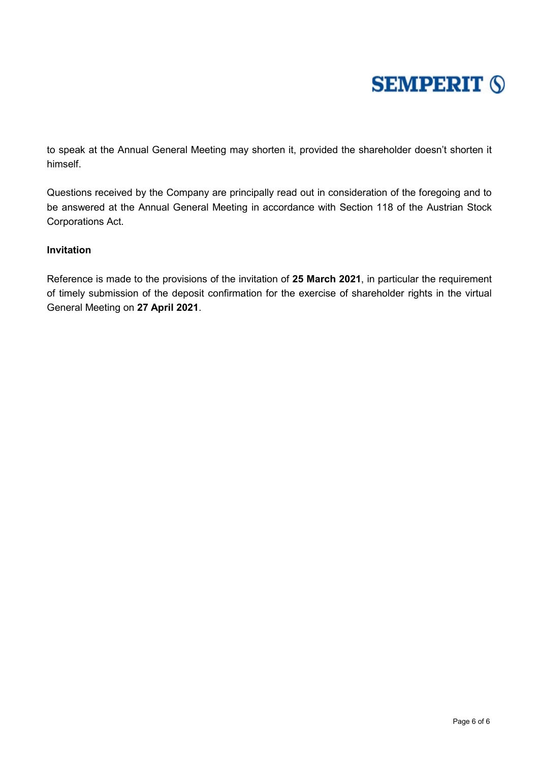to speak at the Annual General Meeting may shorten it, provided the shareholder doesn't shorten it himself.

Questions received by the Company are principally read out in consideration of the foregoing and to be answered at the Annual General Meeting in accordance with Section 118 of the Austrian Stock Corporations Act.

**Invitation**

Reference is made to the provisions of the invitation of **25 March 2021**, in particular the requirement of timely submission of the deposit confirmation for the exercise of shareholder rights in the virtual General Meeting on **27 April 2021**.